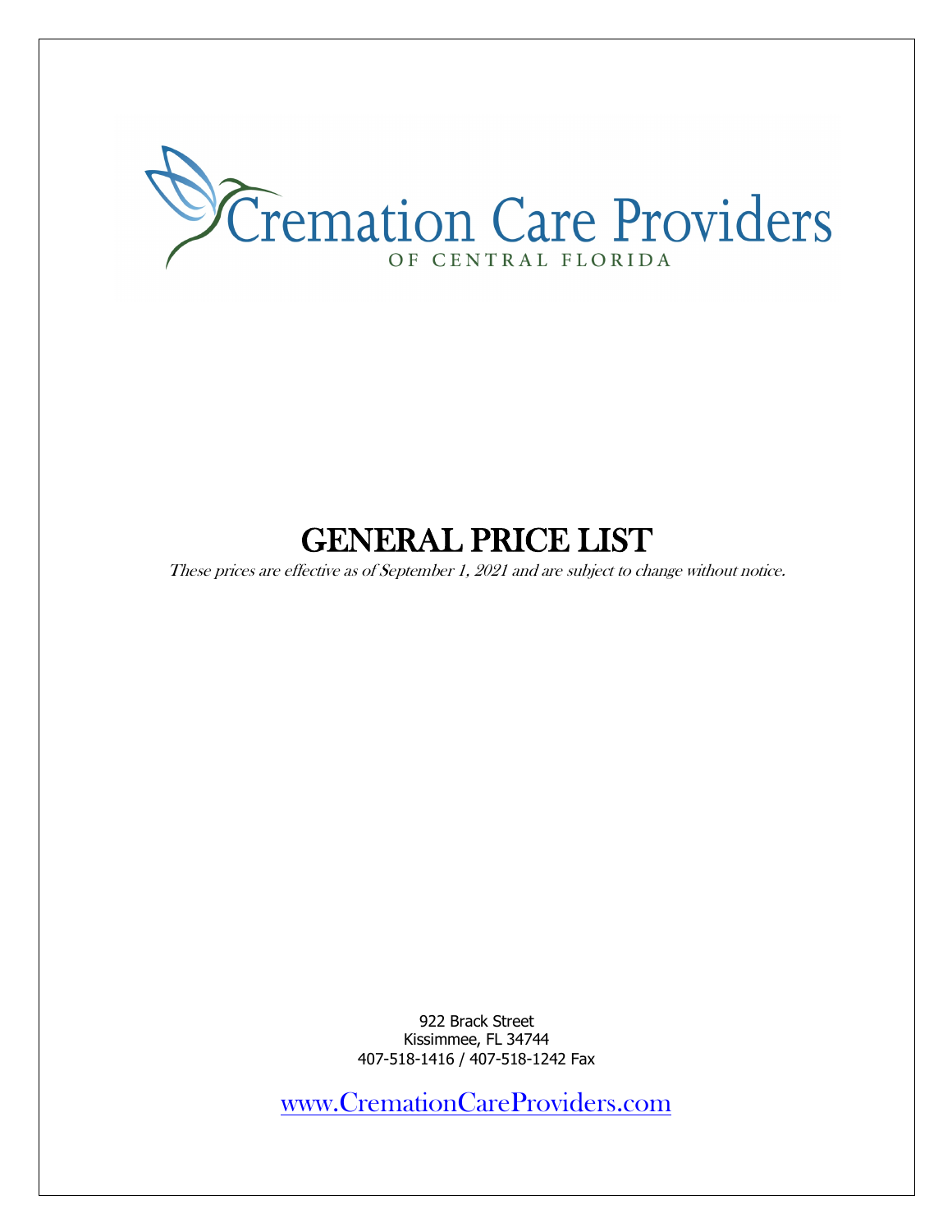Cremation Care Providers

OF CENTRAL FLORIDA

# GENERAL PRICE LIST

*These prices are effective as of September 1, 2021 and are subject to change without notice.*

922 Brack Street
Kissimmee, FL 34744
407-518-1416 / 407-518-1242 Fax

www.CremationCareProviders.com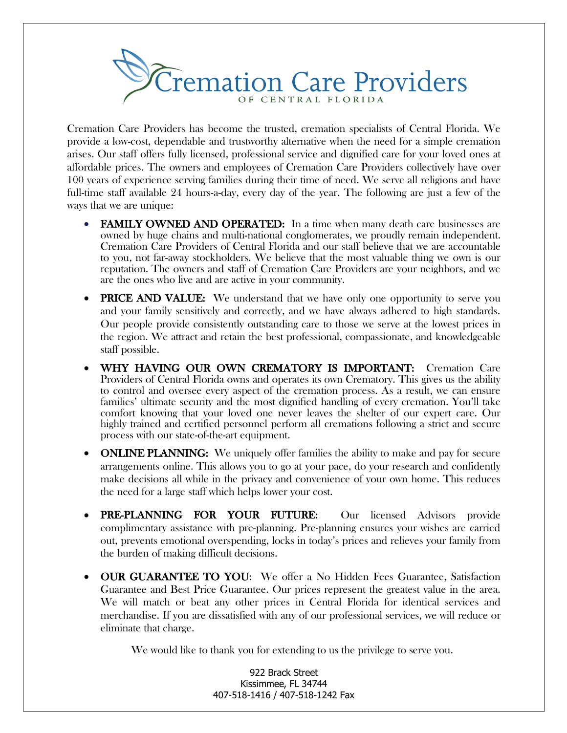# Cremation Care Providers

OF CENTRAL FLORIDA

Cremation Care Providers has become the trusted, cremation specialists of Central Florida. We provide a low-cost, dependable and trustworthy alternative when the need for a simple cremation arises. Our staff offers fully licensed, professional service and dignified care for your loved ones at affordable prices. The owners and employees of Cremation Care Providers collectively have over 100 years of experience serving families during their time of need. We serve all religions and have full-time staff available 24 hours-a-day, every day of the year. The following are just a few of the ways that we are unique:

- **FAMILY OWNED AND OPERATED:** In a time when many death care businesses are owned by huge chains and multi-national conglomerates, we proudly remain independent. Cremation Care Providers of Central Florida and our staff believe that we are accountable to you, not far-away stockholders. We believe that the most valuable thing we own is our reputation. The owners and staff of Cremation Care Providers are your neighbors, and we are the ones who live and are active in your community.

- **PRICE AND VALUE:** We understand that we have only one opportunity to serve you and your family sensitively and correctly, and we have always adhered to high standards. Our people provide consistently outstanding care to those we serve at the lowest prices in the region. We attract and retain the best professional, compassionate, and knowledgeable staff possible.

- **WHY HAVING OUR OWN CREMATORY IS IMPORTANT:** Cremation Care Providers of Central Florida owns and operates its own Crematory. This gives us the ability to control and oversee every aspect of the cremation process. As a result, we can ensure families' ultimate security and the most dignified handling of every cremation. You'll take comfort knowing that your loved one never leaves the shelter of our expert care. Our highly trained and certified personnel perform all cremations following a strict and secure process with our state-of-the-art equipment.

- **ONLINE PLANNING:** We uniquely offer families the ability to make and pay for secure arrangements online. This allows you to go at your pace, do your research and confidently make decisions all while in the privacy and convenience of your own home. This reduces the need for a large staff which helps lower your cost.

- **PRE-PLANNING FOR YOUR FUTURE:** Our licensed Advisors provide complimentary assistance with pre-planning. Pre-planning ensures your wishes are carried out, prevents emotional overspending, locks in today's prices and relieves your family from the burden of making difficult decisions.

- **OUR GUARANTEE TO YOU:** We offer a No Hidden Fees Guarantee, Satisfaction Guarantee and Best Price Guarantee. Our prices represent the greatest value in the area. We will match or beat any other prices in Central Florida for identical services and merchandise. If you are dissatisfied with any of our professional services, we will reduce or eliminate that charge.

We would like to thank you for extending to us the privilege to serve you.

922 Brack Street
Kissimmee, FL 34744
407-518-1416 / 407-518-1242 Fax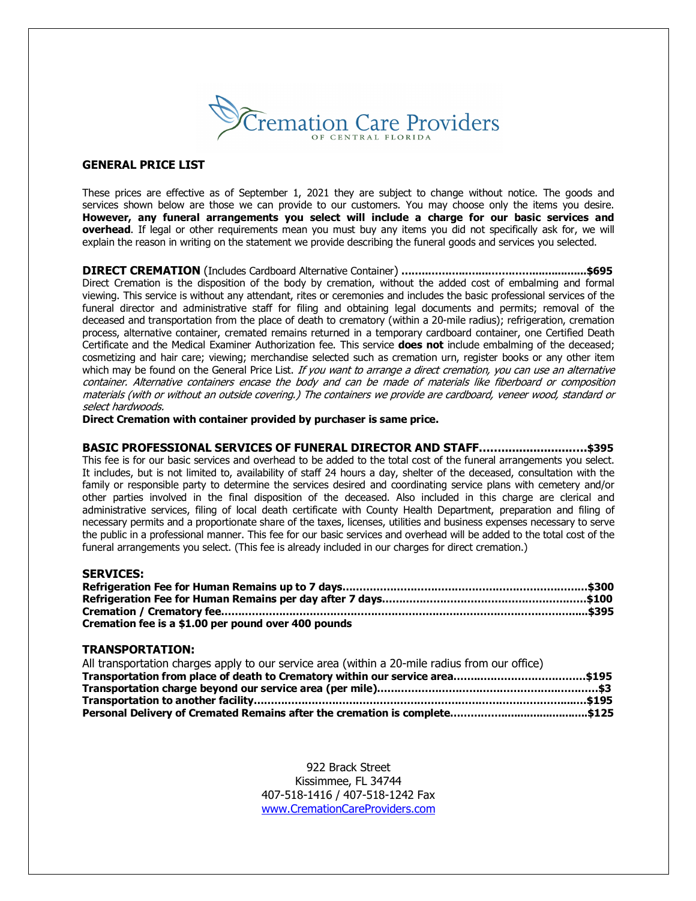Cremation Care Providers
OF CENTRAL FLORIDA

## GENERAL PRICE LIST

These prices are effective as of September 1, 2021 they are subject to change without notice. The goods and services shown below are those we can provide to our customers. You may choose only the items you desire. **However, any funeral arrangements you select will include a charge for our basic services and overhead**. If legal or other requirements mean you must buy any items you did not specifically ask for, we will explain the reason in writing on the statement we provide describing the funeral goods and services you selected.

**DIRECT CREMATION** (Includes Cardboard Alternative Container) **.......................................................$695**
Direct Cremation is the disposition of the body by cremation, without the added cost of embalming and formal viewing. This service is without any attendant, rites or ceremonies and includes the basic professional services of the funeral director and administrative staff for filing and obtaining legal documents and permits; removal of the deceased and transportation from the place of death to crematory (within a 20-mile radius); refrigeration, cremation process, alternative container, cremated remains returned in a temporary cardboard container, one Certified Death Certificate and the Medical Examiner Authorization fee. This service **does not** include embalming of the deceased; cosmetizing and hair care; viewing; merchandise selected such as cremation urn, register books or any other item which may be found on the General Price List. *If you want to arrange a direct cremation, you can use an alternative container. Alternative containers encase the body and can be made of materials like fiberboard or composition materials (with or without an outside covering.) The containers we provide are cardboard, veneer wood, standard or select hardwoods.*
**Direct Cremation with container provided by purchaser is same price.**

**BASIC PROFESSIONAL SERVICES OF FUNERAL DIRECTOR AND STAFF..............................$395**
This fee is for our basic services and overhead to be added to the total cost of the funeral arrangements you select. It includes, but is not limited to, availability of staff 24 hours a day, shelter of the deceased, consultation with the family or responsible party to determine the services desired and coordinating service plans with cemetery and/or other parties involved in the final disposition of the deceased. Also included in this charge are clerical and administrative services, filing of local death certificate with County Health Department, preparation and filing of necessary permits and a proportionate share of the taxes, licenses, utilities and business expenses necessary to serve the public in a professional manner. This fee for our basic services and overhead will be added to the total cost of the funeral arrangements you select. (This fee is already included in our charges for direct cremation.)

### SERVICES:

**Refrigeration Fee for Human Remains up to 7 days.......................................................................$300**
**Refrigeration Fee for Human Remains per day after 7 days...........................................................$100**
**Cremation / Crematory fee................................................................................................................$395**
**Cremation fee is a $1.00 per pound over 400 pounds**

### TRANSPORTATION:

All transportation charges apply to our service area (within a 20-mile radius from our office)
**Transportation from place of death to Crematory within our service area.......................................$195**
**Transportation charge beyond our service area (per mile)................................................................$3**
**Transportation to another facility.......................................................................................................$195**
**Personal Delivery of Cremated Remains after the cremation is complete.........................................$125**

922 Brack Street
Kissimmee, FL 34744
407-518-1416 / 407-518-1242 Fax
www.CremationCareProviders.com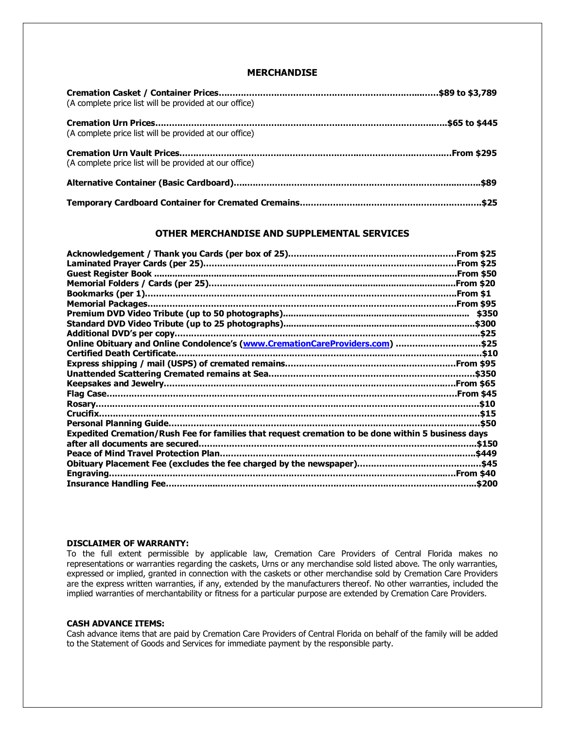## MERCHANDISE

**Cremation Casket / Container Prices……………………………………………………………………$89 to $3,789**
(A complete price list will be provided at our office)

**Cremation Urn Prices……………………………………………………………………………………$65 to $445**
(A complete price list will be provided at our office)

**Cremation Urn Vault Prices……………………………………………………………………………From $295**
(A complete price list will be provided at our office)

**Alternative Container (Basic Cardboard)……………………………………………………………………$89**

**Temporary Cardboard Container for Cremated Cremains……………………………………………………$25**

## OTHER MERCHANDISE AND SUPPLEMENTAL SERVICES

**Acknowledgement / Thank you Cards (per box of 25)…………………………………………………From $25**
**Laminated Prayer Cards (per 25)…………………………………………………………………………From $25**
**Guest Register Book ……………………………………………………………………………………From $50**
**Memorial Folders / Cards (per 25)………………………………………………………………………From $20**
**Bookmarks (per 1)…………………………………………………………………………………………From $1**
**Memorial Packages…………………………………………………………………………………………From $95**
**Premium DVD Video Tribute (up to 50 photographs)…………………………………………………… $350**
**Standard DVD Video Tribute (up to 25 photographs)………………………………………………………$300**
**Additional DVD's per copy……………………………………………………………………………………$25**
**Online Obituary and Online Condolence's ([www.CremationCareProviders.com](http://www.CremationCareProviders.com)) …………………………$25**
**Certified Death Certificate……………………………………………………………………………………$10**
**Express shipping / mail (USPS) of cremated remains…………………………………………………From $95**
**Unattended Scattering Cremated remains at Sea……………………………………………………………$350**
**Keepsakes and Jewelry………………………………………………………………………………………From $65**
**Flag Case…………………………………………………………………………………………………………From $45**
**Rosary………………………………………………………………………………………………………………$10**
**Crucifix……………………………………………………………………………………………………………$15**
**Personal Planning Guide………………………………………………………………………………………$50**
**Expedited Cremation/Rush Fee for families that request cremation to be done within 5 business days after all documents are secured…………………………………………………………………………$150**
**Peace of Mind Travel Protection Plan……………………………………………………………………$449**
**Obituary Placement Fee (excludes the fee charged by the newspaper)……………………………………$45**
**Engraving…………………………………………………………………………………………………From $40**
**Insurance Handling Fee……………………………………………………………………………………$200**

**DISCLAIMER OF WARRANTY:**
To the full extent permissible by applicable law, Cremation Care Providers of Central Florida makes no representations or warranties regarding the caskets, Urns or any merchandise sold listed above. The only warranties, expressed or implied, granted in connection with the caskets or other merchandise sold by Cremation Care Providers are the express written warranties, if any, extended by the manufacturers thereof. No other warranties, included the implied warranties of merchantability or fitness for a particular purpose are extended by Cremation Care Providers.

**CASH ADVANCE ITEMS:**
Cash advance items that are paid by Cremation Care Providers of Central Florida on behalf of the family will be added to the Statement of Goods and Services for immediate payment by the responsible party.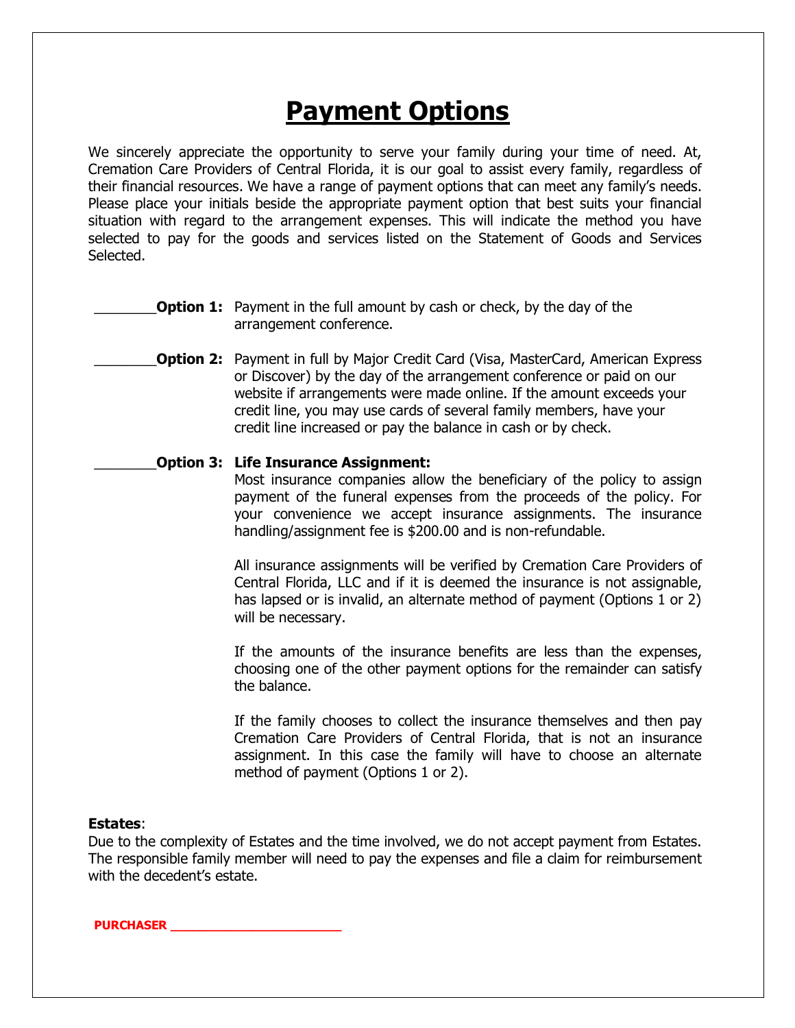# Payment Options

We sincerely appreciate the opportunity to serve your family during your time of need. At, Cremation Care Providers of Central Florida, it is our goal to assist every family, regardless of their financial resources. We have a range of payment options that can meet any family's needs. Please place your initials beside the appropriate payment option that best suits your financial situation with regard to the arrangement expenses. This will indicate the method you have selected to pay for the goods and services listed on the Statement of Goods and Services Selected.

________**Option 1:** Payment in the full amount by cash or check, by the day of the arrangement conference.

________**Option 2:** Payment in full by Major Credit Card (Visa, MasterCard, American Express or Discover) by the day of the arrangement conference or paid on our website if arrangements were made online. If the amount exceeds your credit line, you may use cards of several family members, have your credit line increased or pay the balance in cash or by check.

________**Option 3: Life Insurance Assignment:**

Most insurance companies allow the beneficiary of the policy to assign payment of the funeral expenses from the proceeds of the policy. For your convenience we accept insurance assignments. The insurance handling/assignment fee is $200.00 and is non-refundable.

All insurance assignments will be verified by Cremation Care Providers of Central Florida, LLC and if it is deemed the insurance is not assignable, has lapsed or is invalid, an alternate method of payment (Options 1 or 2) will be necessary.

If the amounts of the insurance benefits are less than the expenses, choosing one of the other payment options for the remainder can satisfy the balance.

If the family chooses to collect the insurance themselves and then pay Cremation Care Providers of Central Florida, that is not an insurance assignment. In this case the family will have to choose an alternate method of payment (Options 1 or 2).

**Estates**:
Due to the complexity of Estates and the time involved, we do not accept payment from Estates. The responsible family member will need to pay the expenses and file a claim for reimbursement with the decedent's estate.

**PURCHASER ______________________**